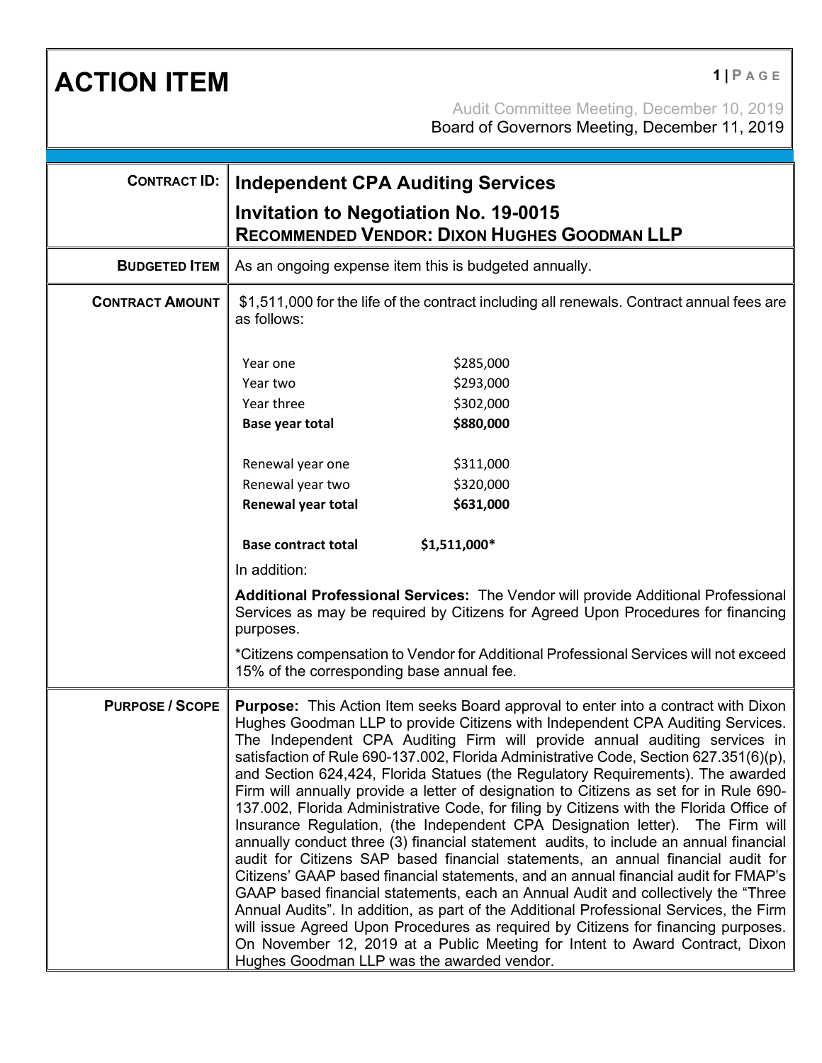# ACTION ITEM

Audit Committee Meeting, December 10, 2019
Board of Governors Meeting, December 11, 2019

| | |
|---|---|
| **CONTRACT ID:** | **Independent CPA Auditing Services**<br><br>**Invitation to Negotiation No. 19-0015**<br>**RECOMMENDED VENDOR: DIXON HUGHES GOODMAN LLP** |
| **BUDGETED ITEM** | As an ongoing expense item this is budgeted annually. |
| **CONTRACT AMOUNT** | $1,511,000 for the life of the contract including all renewals. Contract annual fees are as follows:<br><br>Year one $285,000<br>Year two $293,000<br>Year three $302,000<br>**Base year total** **$880,000**<br><br>Renewal year one $311,000<br>Renewal year two $320,000<br>**Renewal year total** **$631,000**<br><br>**Base contract total** **$1,511,000***<br><br>In addition:<br><br>**Additional Professional Services:** The Vendor will provide Additional Professional Services as may be required by Citizens for Agreed Upon Procedures for financing purposes.<br><br>*Citizens compensation to Vendor for Additional Professional Services will not exceed 15% of the corresponding base annual fee. |
| **PURPOSE / SCOPE** | **Purpose:** This Action Item seeks Board approval to enter into a contract with Dixon Hughes Goodman LLP to provide Citizens with Independent CPA Auditing Services. The Independent CPA Auditing Firm will provide annual auditing services in satisfaction of Rule 690-137.002, Florida Administrative Code, Section 627.351(6)(p), and Section 624,424, Florida Statues (the Regulatory Requirements). The awarded Firm will annually provide a letter of designation to Citizens as set for in Rule 690-137.002, Florida Administrative Code, for filing by Citizens with the Florida Office of Insurance Regulation, (the Independent CPA Designation letter). The Firm will annually conduct three (3) financial statement audits, to include an annual financial audit for Citizens SAP based financial statements, an annual financial audit for Citizens' GAAP based financial statements, and an annual financial audit for FMAP's GAAP based financial statements, each an Annual Audit and collectively the "Three Annual Audits". In addition, as part of the Additional Professional Services, the Firm will issue Agreed Upon Procedures as required by Citizens for financing purposes. On November 12, 2019 at a Public Meeting for Intent to Award Contract, Dixon Hughes Goodman LLP was the awarded vendor. |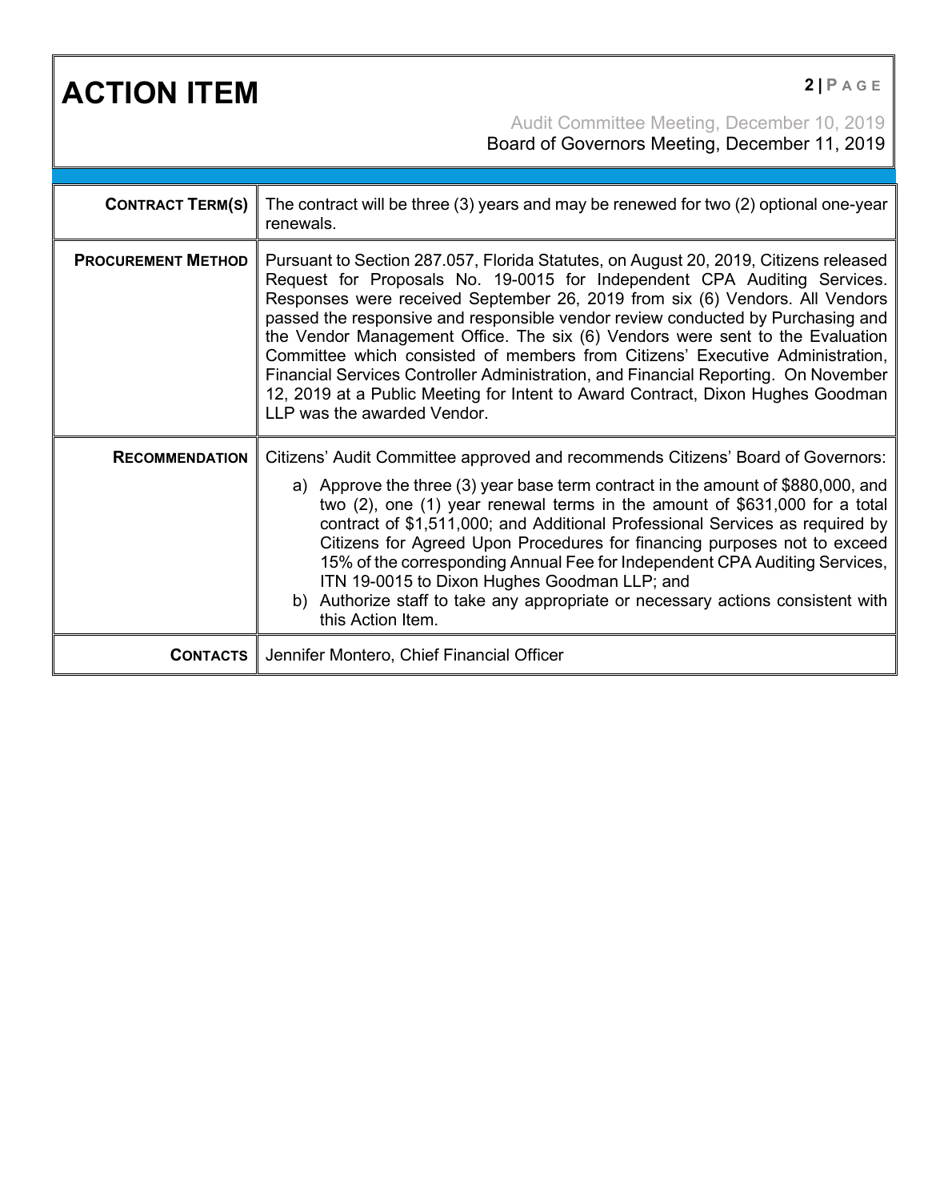# ACTION ITEM

Audit Committee Meeting, December 10, 2019
Board of Governors Meeting, December 11, 2019

| | |
|---|---|
| **CONTRACT TERM(S)** | The contract will be three (3) years and may be renewed for two (2) optional one-year renewals. |
| **PROCUREMENT METHOD** | Pursuant to Section 287.057, Florida Statutes, on August 20, 2019, Citizens released Request for Proposals No. 19-0015 for Independent CPA Auditing Services. Responses were received September 26, 2019 from six (6) Vendors. All Vendors passed the responsive and responsible vendor review conducted by Purchasing and the Vendor Management Office. The six (6) Vendors were sent to the Evaluation Committee which consisted of members from Citizens' Executive Administration, Financial Services Controller Administration, and Financial Reporting. On November 12, 2019 at a Public Meeting for Intent to Award Contract, Dixon Hughes Goodman LLP was the awarded Vendor. |
| **RECOMMENDATION** | Citizens' Audit Committee approved and recommends Citizens' Board of Governors: a) Approve the three (3) year base term contract in the amount of $880,000, and two (2), one (1) year renewal terms in the amount of $631,000 for a total contract of $1,511,000; and Additional Professional Services as required by Citizens for Agreed Upon Procedures for financing purposes not to exceed 15% of the corresponding Annual Fee for Independent CPA Auditing Services, ITN 19-0015 to Dixon Hughes Goodman LLP; and b) Authorize staff to take any appropriate or necessary actions consistent with this Action Item. |
| **CONTACTS** | Jennifer Montero, Chief Financial Officer |